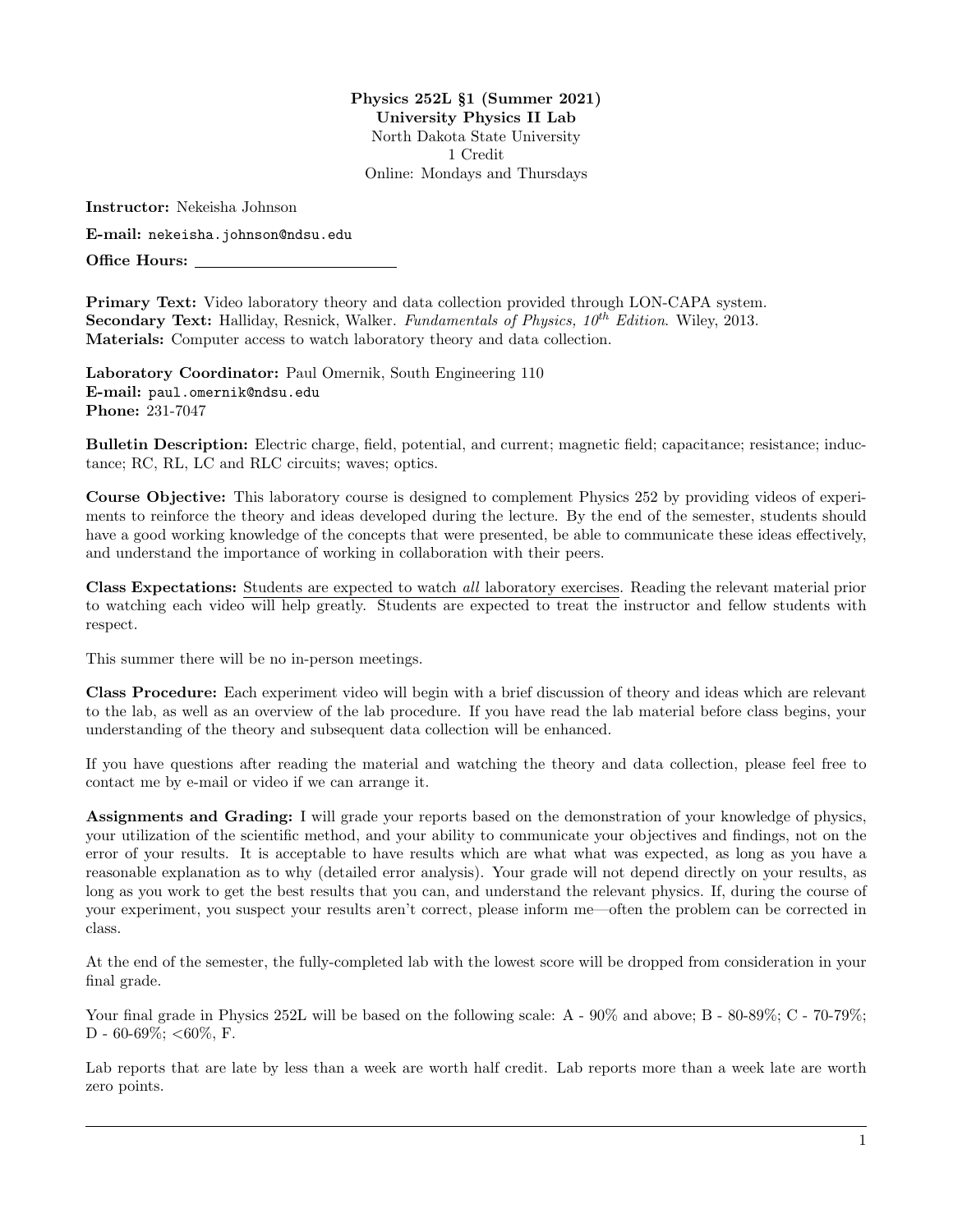**Physics 252L §1 (Summer 2021)**
**University Physics II Lab**
North Dakota State University
1 Credit
Online: Mondays and Thursdays

**Instructor:** Nekeisha Johnson

**E-mail:** nekeisha.johnson@ndsu.edu

**Office Hours:** ______________________

**Primary Text:** Video laboratory theory and data collection provided through LON-CAPA system.
**Secondary Text:** Halliday, Resnick, Walker. *Fundamentals of Physics, 10$^{th}$ Edition*. Wiley, 2013.
**Materials:** Computer access to watch laboratory theory and data collection.

**Laboratory Coordinator:** Paul Omernik, South Engineering 110
**E-mail:** paul.omernik@ndsu.edu
**Phone:** 231-7047

**Bulletin Description:** Electric charge, field, potential, and current; magnetic field; capacitance; resistance; inductance; RC, RL, LC and RLC circuits; waves; optics.

**Course Objective:** This laboratory course is designed to complement Physics 252 by providing videos of experiments to reinforce the theory and ideas developed during the lecture. By the end of the semester, students should have a good working knowledge of the concepts that were presented, be able to communicate these ideas effectively, and understand the importance of working in collaboration with their peers.

**Class Expectations:** Students are expected to watch *all* laboratory exercises. Reading the relevant material prior to watching each video will help greatly. Students are expected to treat the instructor and fellow students with respect.

This summer there will be no in-person meetings.

**Class Procedure:** Each experiment video will begin with a brief discussion of theory and ideas which are relevant to the lab, as well as an overview of the lab procedure. If you have read the lab material before class begins, your understanding of the theory and subsequent data collection will be enhanced.

If you have questions after reading the material and watching the theory and data collection, please feel free to contact me by e-mail or video if we can arrange it.

**Assignments and Grading:** I will grade your reports based on the demonstration of your knowledge of physics, your utilization of the scientific method, and your ability to communicate your objectives and findings, not on the error of your results. It is acceptable to have results which are what what was expected, as long as you have a reasonable explanation as to why (detailed error analysis). Your grade will not depend directly on your results, as long as you work to get the best results that you can, and understand the relevant physics. If, during the course of your experiment, you suspect your results aren't correct, please inform me—often the problem can be corrected in class.

At the end of the semester, the fully-completed lab with the lowest score will be dropped from consideration in your final grade.

Your final grade in Physics 252L will be based on the following scale: A - 90% and above; B - 80-89%; C - 70-79%; D - 60-69%; <60%, F.

Lab reports that are late by less than a week are worth half credit. Lab reports more than a week late are worth zero points.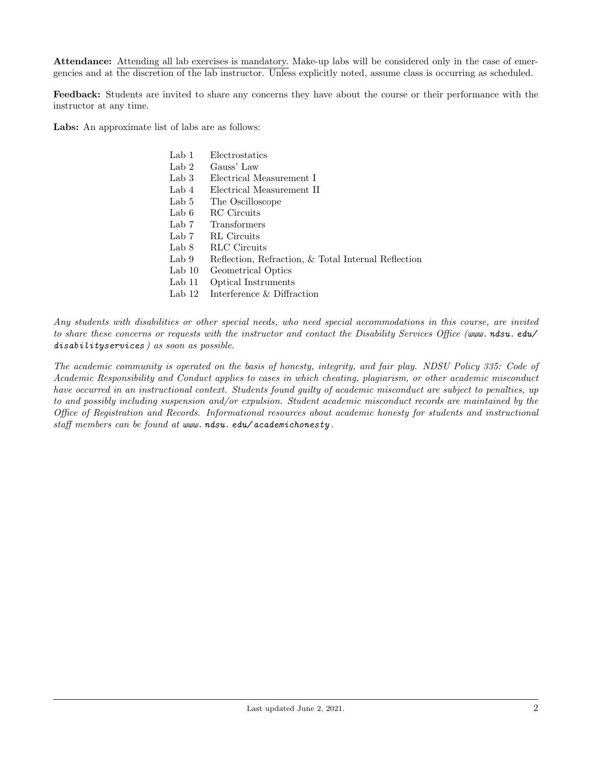**Attendance:** Attending all lab exercises is mandatory. Make-up labs will be considered only in the case of emergencies and at the discretion of the lab instructor. Unless explicitly noted, assume class is occurring as scheduled.

**Feedback:** Students are invited to share any concerns they have about the course or their performance with the instructor at any time.

**Labs:** An approximate list of labs are as follows:

| | |
|---|---|
| Lab 1 | Electrostatics |
| Lab 2 | Gauss' Law |
| Lab 3 | Electrical Measurement I |
| Lab 4 | Electrical Measurement II |
| Lab 5 | The Oscilloscope |
| Lab 6 | RC Circuits |
| Lab 7 | Transformers |
| Lab 7 | RL Circuits |
| Lab 8 | RLC Circuits |
| Lab 9 | Reflection, Refraction, & Total Internal Reflection |
| Lab 10 | Geometrical Optics |
| Lab 11 | Optical Instruments |
| Lab 12 | Interference & Diffraction |

*Any students with disabilities or other special needs, who need special accommodations in this course, are invited to share these concerns or requests with the instructor and contact the Disability Services Office (www.ndsu.edu/disabilityservices) as soon as possible.*

*The academic community is operated on the basis of honesty, integrity, and fair play. NDSU Policy 335: Code of Academic Responsibility and Conduct applies to cases in which cheating, plagiarism, or other academic misconduct have occurred in an instructional context. Students found guilty of academic misconduct are subject to penalties, up to and possibly including suspension and/or expulsion. Student academic misconduct records are maintained by the Office of Registration and Records. Informational resources about academic honesty for students and instructional staff members can be found at www.ndsu.edu/academichonesty.*

Last updated June 2, 2021.